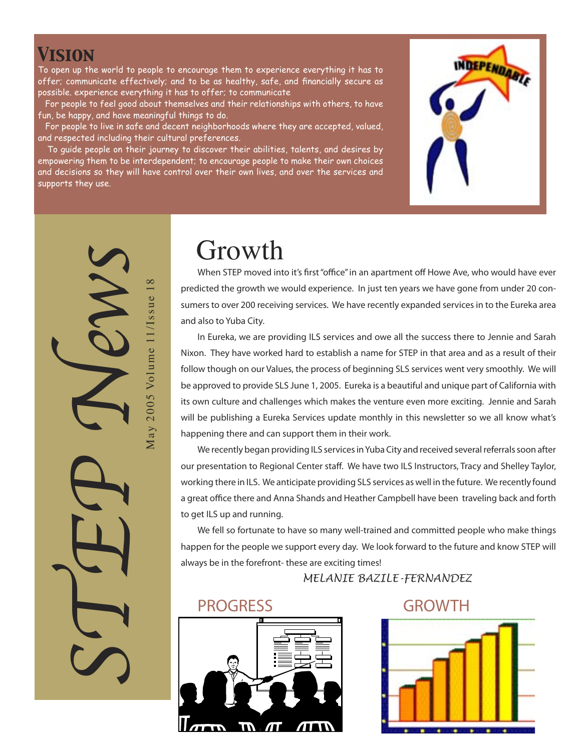## VISION

To open up the world to people to encourage them to experience everything it has to offer; communicate effectively; and to be as healthy, safe, and financially secure as possible. experience everything it has to offer; to communicate

For people to feel good about themselves and their relationships with others, to have fun, be happy, and have meaningful things to do.

For people to live in safe and decent neighborhoods where they are accepted, valued, and respected including their cultural preferences.

To guide people on their journey to discover their abilities, talents, and desires by empowering them to be interdependent; to encourage people to make their own choices and decisions so they will have control over their own lives, and over the services and supports they use.

INDEPENDABLE

# STEP News

May 2005 Volume 11/Issue 18

# Growth

When STEP moved into it's first "office" in an apartment off Howe Ave, who would have ever predicted the growth we would experience. In just ten years we have gone from under 20 consumers to over 200 receiving services. We have recently expanded services in to the Eureka area and also to Yuba City.

In Eureka, we are providing ILS services and owe all the success there to Jennie and Sarah Nixon. They have worked hard to establish a name for STEP in that area and as a result of their follow though on our Values, the process of beginning SLS services went very smoothly. We will be approved to provide SLS June 1, 2005. Eureka is a beautiful and unique part of California with its own culture and challenges which makes the venture even more exciting. Jennie and Sarah will be publishing a Eureka Services update monthly in this newsletter so we all know what's happening there and can support them in their work.

We recently began providing ILS services in Yuba City and received several referrals soon after our presentation to Regional Center staff. We have two ILS Instructors, Tracy and Shelley Taylor, working there in ILS. We anticipate providing SLS services as well in the future. We recently found a great office there and Anna Shands and Heather Campbell have been traveling back and forth to get ILS up and running.

We fell so fortunate to have so many well-trained and committed people who make things happen for the people we support every day. We look forward to the future and know STEP will always be in the forefront- these are exciting times!

MELANIE BAZILE-FERNANDEZ

PROGRESS

GROWTH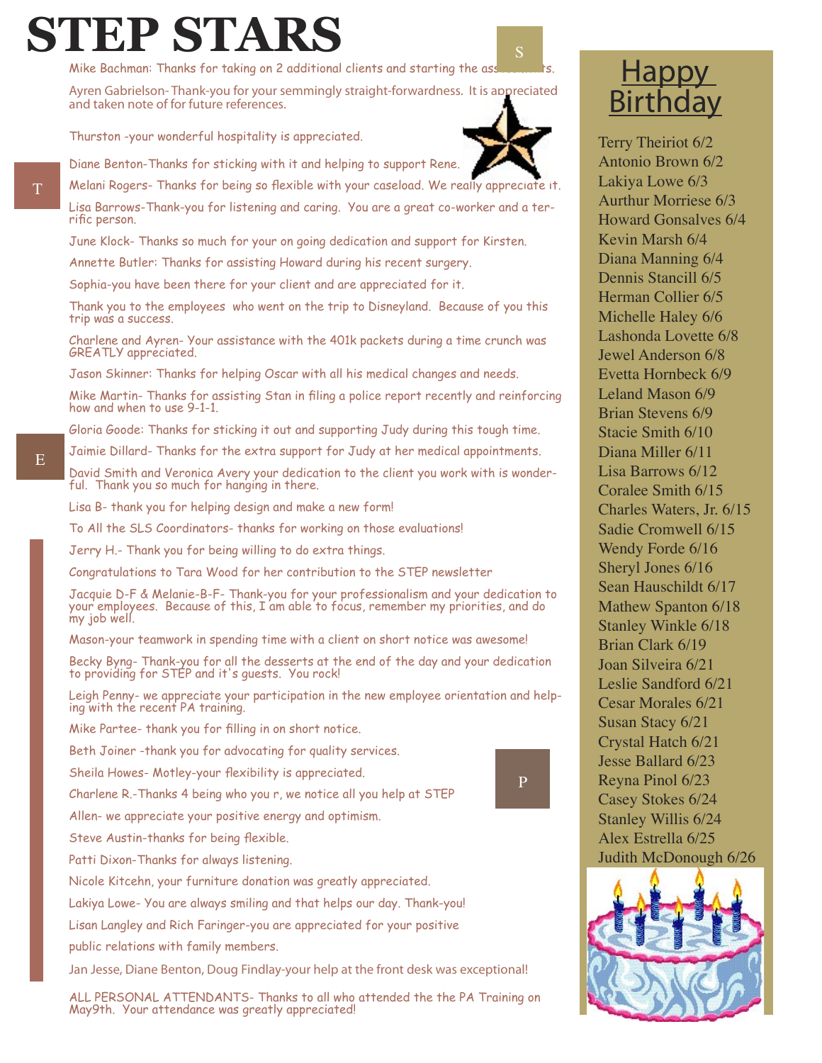# STEP STARS

Mike Bachman: Thanks for taking on 2 additional clients and starting the ass...ts.

Ayren Gabrielson- Thank-you for your semmingly straight-forwardness. It is appreciated and taken note of for future references.

Thurston -your wonderful hospitality is appreciated.

Diane Benton-Thanks for sticking with it and helping to support Rene.

Melani Rogers- Thanks for being so flexible with your caseload. We really appreciate it.

Lisa Barrows-Thank-you for listening and caring. You are a great co-worker and a terrific person.

June Klock- Thanks so much for your on going dedication and support for Kirsten.

Annette Butler: Thanks for assisting Howard during his recent surgery.

Sophia-you have been there for your client and are appreciated for it.

Thank you to the employees who went on the trip to Disneyland. Because of you this trip was a success.

Charlene and Ayren- Your assistance with the 401k packets during a time crunch was GREATLY appreciated.

Jason Skinner: Thanks for helping Oscar with all his medical changes and needs.

Mike Martin- Thanks for assisting Stan in filing a police report recently and reinforcing how and when to use 9-1-1.

Gloria Goode: Thanks for sticking it out and supporting Judy during this tough time.

Jaimie Dillard- Thanks for the extra support for Judy at her medical appointments.

David Smith and Veronica Avery your dedication to the client you work with is wonderful. Thank you so much for hanging in there.

Lisa B- thank you for helping design and make a new form!

To All the SLS Coordinators- thanks for working on those evaluations!

Jerry H.- Thank you for being willing to do extra things.

Congratulations to Tara Wood for her contribution to the STEP newsletter

Jacquie D-F & Melanie-B-F- Thank-you for your professionalism and your dedication to your employees. Because of this, I am able to focus, remember my priorities, and do my job well.

Mason-your teamwork in spending time with a client on short notice was awesome!

Becky Byng- Thank-you for all the desserts at the end of the day and your dedication to providing for STEP and it's guests. You rock!

Leigh Penny- we appreciate your participation in the new employee orientation and helping with the recent PA training.

Mike Partee- thank you for filling in on short notice.

Beth Joiner -thank you for advocating for quality services.

Sheila Howes- Motley-your flexibility is appreciated.

Charlene R.-Thanks 4 being who you r, we notice all you help at STEP

Allen- we appreciate your positive energy and optimism.

Steve Austin-thanks for being flexible.

Patti Dixon-Thanks for always listening.

Nicole Kitcehn, your furniture donation was greatly appreciated.

Lakiya Lowe- You are always smiling and that helps our day. Thank-you!

Lisan Langley and Rich Faringer-you are appreciated for your positive public relations with family members.

Jan Jesse, Diane Benton, Doug Findlay-your help at the front desk was exceptional!

ALL PERSONAL ATTENDANTS- Thanks to all who attended the the PA Training on May9th. Your attendance was greatly appreciated!

## Happy Birthday

Terry Theiriot 6/2
Antonio Brown 6/2
Lakiya Lowe 6/3
Aurthur Morriese 6/3
Howard Gonsalves 6/4
Kevin Marsh 6/4
Diana Manning 6/4
Dennis Stancill 6/5
Herman Collier 6/5
Michelle Haley 6/6
Lashonda Lovette 6/8
Jewel Anderson 6/8
Evetta Hornbeck 6/9
Leland Mason 6/9
Brian Stevens 6/9
Stacie Smith 6/10
Diana Miller 6/11
Lisa Barrows 6/12
Coralee Smith 6/15
Charles Waters, Jr. 6/15
Sadie Cromwell 6/15
Wendy Forde 6/16
Sheryl Jones 6/16
Sean Hauschildt 6/17
Mathew Spanton 6/18
Stanley Winkle 6/18
Brian Clark 6/19
Joan Silveira 6/21
Leslie Sandford 6/21
Cesar Morales 6/21
Susan Stacy 6/21
Crystal Hatch 6/21
Jesse Ballard 6/23
Reyna Pinol 6/23
Casey Stokes 6/24
Stanley Willis 6/24
Alex Estrella 6/25
Judith McDonough 6/26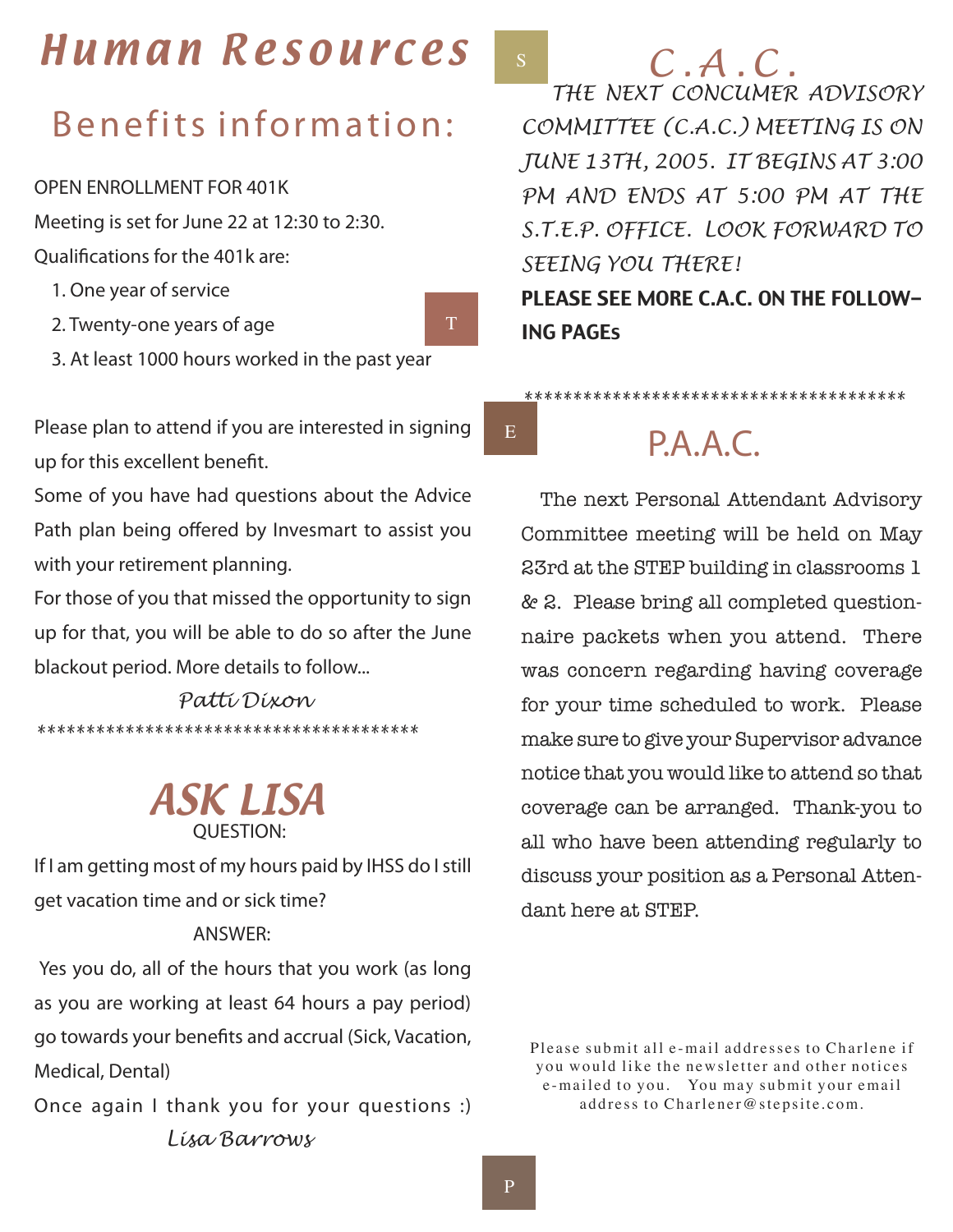# Human Resources

## Benefits information:

OPEN ENROLLMENT FOR 401K

Meeting is set for June 22 at 12:30 to 2:30.

Qualifications for the 401k are:

1. One year of service
2. Twenty-one years of age
3. At least 1000 hours worked in the past year

Please plan to attend if you are interested in signing up for this excellent benefit.

Some of you have had questions about the Advice Path plan being offered by Invesmart to assist you with your retirement planning.

For those of you that missed the opportunity to sign up for that, you will be able to do so after the June blackout period. More details to follow...

*Patti Dixon*

***************************************

## ASK LISA

QUESTION:

If I am getting most of my hours paid by IHSS do I still get vacation time and or sick time?

ANSWER:

Yes you do, all of the hours that you work (as long as you are working at least 64 hours a pay period) go towards your benefits and accrual (Sick, Vacation, Medical, Dental)

Once again I thank you for your questions :)

*Lisa Barrows*

## C.A.C.

*THE NEXT CONCUMER ADVISORY COMMITTEE (C.A.C.) MEETING IS ON JUNE 13TH, 2005. IT BEGINS AT 3:00 PM AND ENDS AT 5:00 PM AT THE S.T.E.P. OFFICE. LOOK FORWARD TO SEEING YOU THERE!*

**PLEASE SEE MORE C.A.C. ON THE FOLLOWING PAGEs**

***************************************

## P.A.A.C.

The next Personal Attendant Advisory Committee meeting will be held on May 23rd at the STEP building in classrooms 1 & 2. Please bring all completed questionnaire packets when you attend. There was concern regarding having coverage for your time scheduled to work. Please make sure to give your Supervisor advance notice that you would like to attend so that coverage can be arranged. Thank-you to all who have been attending regularly to discuss your position as a Personal Attendant here at STEP.

Please submit all e-mail addresses to Charlene if you would like the newsletter and other notices e-mailed to you. You may submit your email address to Charlener@stepsite.com.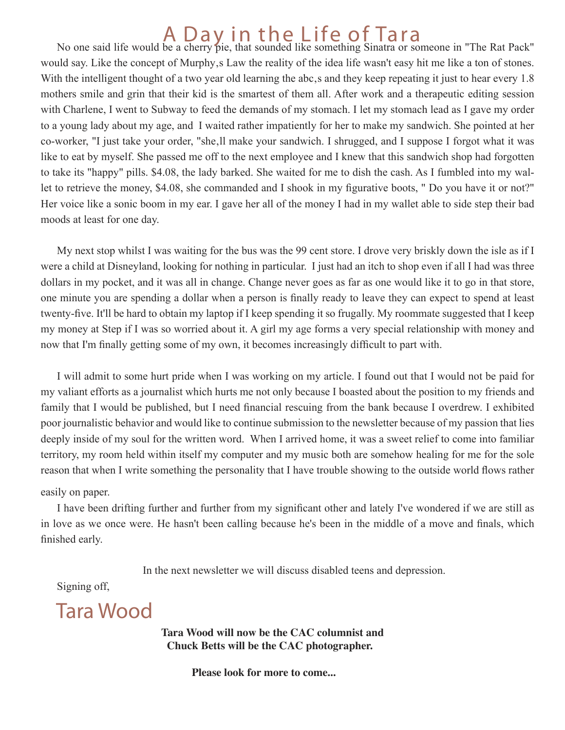# A Day in the Life of Tara

No one said life would be a cherry pie, that sounded like something Sinatra or someone in "The Rat Pack" would say. Like the concept of Murphy,s Law the reality of the idea life wasn't easy hit me like a ton of stones. With the intelligent thought of a two year old learning the abc,s and they keep repeating it just to hear every 1.8 mothers smile and grin that their kid is the smartest of them all. After work and a therapeutic editing session with Charlene, I went to Subway to feed the demands of my stomach. I let my stomach lead as I gave my order to a young lady about my age, and I waited rather impatiently for her to make my sandwich. She pointed at her co-worker, "I just take your order, "she,ll make your sandwich. I shrugged, and I suppose I forgot what it was like to eat by myself. She passed me off to the next employee and I knew that this sandwich shop had forgotten to take its "happy" pills. $4.08, the lady barked. She waited for me to dish the cash. As I fumbled into my wallet to retrieve the money, $4.08, she commanded and I shook in my figurative boots, " Do you have it or not?" Her voice like a sonic boom in my ear. I gave her all of the money I had in my wallet able to side step their bad moods at least for one day.

My next stop whilst I was waiting for the bus was the 99 cent store. I drove very briskly down the isle as if I were a child at Disneyland, looking for nothing in particular. I just had an itch to shop even if all I had was three dollars in my pocket, and it was all in change. Change never goes as far as one would like it to go in that store, one minute you are spending a dollar when a person is finally ready to leave they can expect to spend at least twenty-five. It'll be hard to obtain my laptop if I keep spending it so frugally. My roommate suggested that I keep my money at Step if I was so worried about it. A girl my age forms a very special relationship with money and now that I'm finally getting some of my own, it becomes increasingly difficult to part with.

I will admit to some hurt pride when I was working on my article. I found out that I would not be paid for my valiant efforts as a journalist which hurts me not only because I boasted about the position to my friends and family that I would be published, but I need financial rescuing from the bank because I overdrew. I exhibited poor journalistic behavior and would like to continue submission to the newsletter because of my passion that lies deeply inside of my soul for the written word. When I arrived home, it was a sweet relief to come into familiar territory, my room held within itself my computer and my music both are somehow healing for me for the sole reason that when I write something the personality that I have trouble showing to the outside world flows rather easily on paper.

I have been drifting further and further from my significant other and lately I've wondered if we are still as in love as we once were. He hasn't been calling because he's been in the middle of a move and finals, which finished early.

In the next newsletter we will discuss disabled teens and depression.

Signing off,

Tara Wood

**Tara Wood will now be the CAC columnist and Chuck Betts will be the CAC photographer.**

**Please look for more to come...**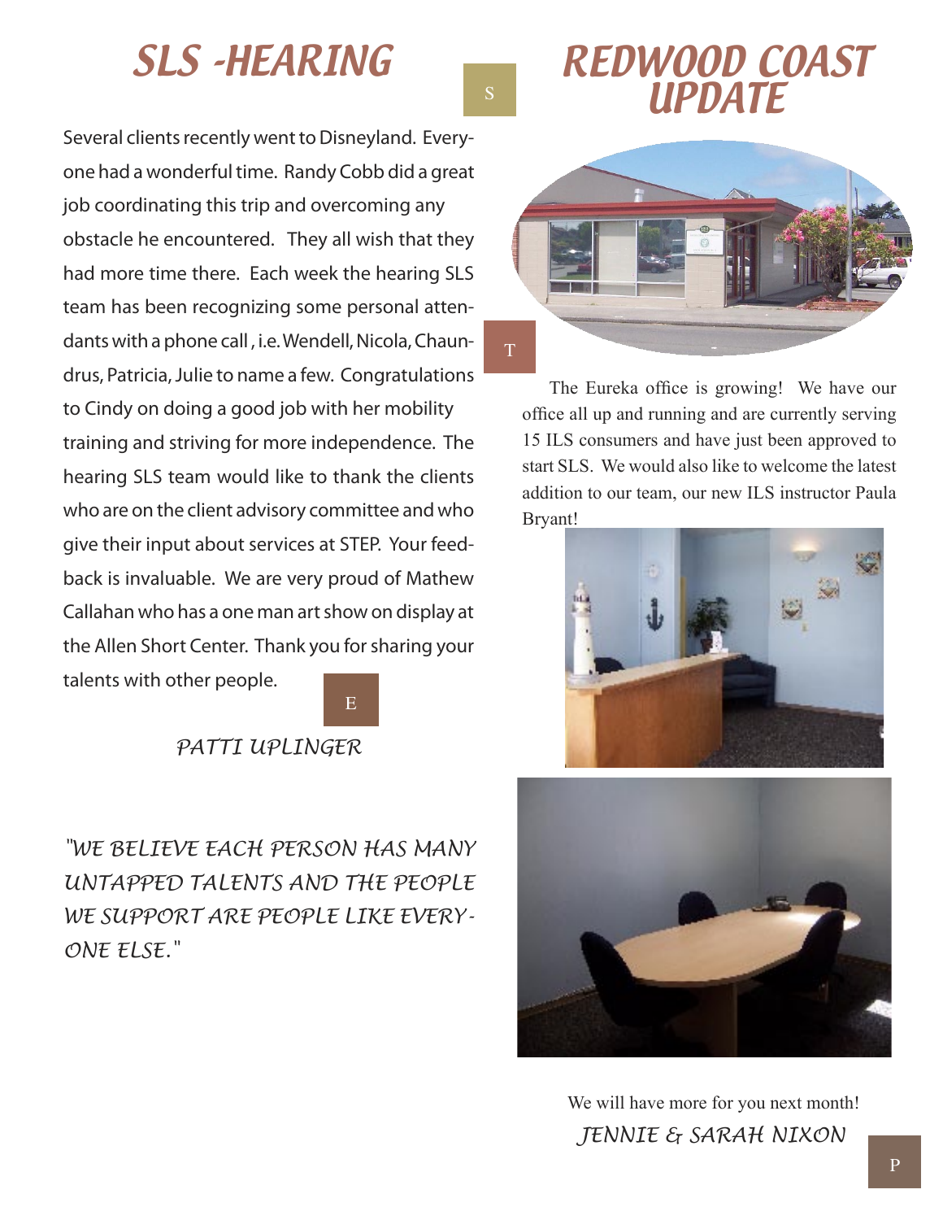## SLS -HEARING

Several clients recently went to Disneyland. Everyone had a wonderful time. Randy Cobb did a great job coordinating this trip and overcoming any obstacle he encountered. They all wish that they had more time there. Each week the hearing SLS team has been recognizing some personal attendants with a phone call , i.e. Wendell, Nicola, Chaundrus, Patricia, Julie to name a few. Congratulations to Cindy on doing a good job with her mobility training and striving for more independence. The hearing SLS team would like to thank the clients who are on the client advisory committee and who give their input about services at STEP. Your feedback is invaluable. We are very proud of Mathew Callahan who has a one man art show on display at the Allen Short Center. Thank you for sharing your talents with other people.

*PATTI UPLINGER*

*"WE BELIEVE EACH PERSON HAS MANY UNTAPPED TALENTS AND THE PEOPLE WE SUPPORT ARE PEOPLE LIKE EVERYONE ELSE."*

## REDWOOD COAST UPDATE

The Eureka office is growing! We have our office all up and running and are currently serving 15 ILS consumers and have just been approved to start SLS. We would also like to welcome the latest addition to our team, our new ILS instructor Paula Bryant!

We will have more for you next month!

*JENNIE & SARAH NIXON*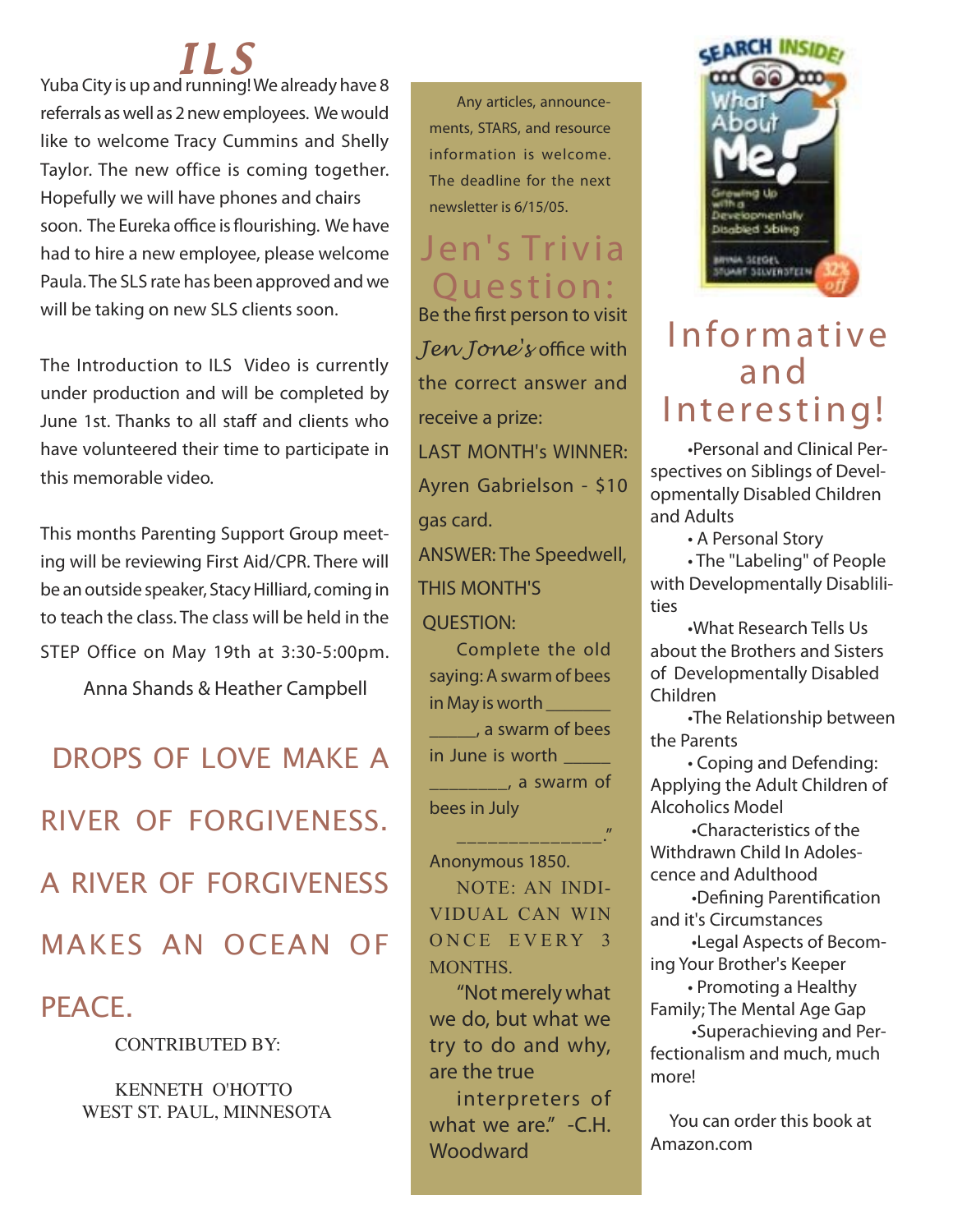# ILS

Yuba City is up and running! We already have 8 referrals as well as 2 new employees. We would like to welcome Tracy Cummins and Shelly Taylor. The new office is coming together. Hopefully we will have phones and chairs soon. The Eureka office is flourishing. We have had to hire a new employee, please welcome Paula. The SLS rate has been approved and we will be taking on new SLS clients soon.

The Introduction to ILS Video is currently under production and will be completed by June 1st. Thanks to all staff and clients who have volunteered their time to participate in this memorable video.

This months Parenting Support Group meeting will be reviewing First Aid/CPR. There will be an outside speaker, Stacy Hilliard, coming in to teach the class. The class will be held in the STEP Office on May 19th at 3:30-5:00pm.

Anna Shands & Heather Campbell

## DROPS OF LOVE MAKE A RIVER OF FORGIVENESS. A RIVER OF FORGIVENESS MAKES AN OCEAN OF PEACE.

CONTRIBUTED BY:

KENNETH O'HOTTO
WEST ST. PAUL, MINNESOTA

Any articles, announcements, STARS, and resource information is welcome. The deadline for the next newsletter is 6/15/05.

## Jen's Trivia Question:

Be the first person to visit *Jen Jone's* office with the correct answer and receive a prize:

LAST MONTH's WINNER: Ayren Gabrielson - $10 gas card.

ANSWER: The Speedwell,

THIS MONTH'S QUESTION:

Complete the old saying: A swarm of bees in May is worth ____________, a swarm of bees in June is worth ______________, a swarm of bees in July ______________."

Anonymous 1850.

NOTE: AN INDIVIDUAL CAN WIN ONCE EVERY 3 MONTHS.

"Not merely what we do, but what we try to do and why, are the true interpreters of what we are." -C.H. Woodward

## Informative and Interesting!

- Personal and Clinical Perspectives on Siblings of Developmentally Disabled Children and Adults
- A Personal Story
- The "Labeling" of People with Developmentally Disablilities
- What Research Tells Us about the Brothers and Sisters of Developmentally Disabled Children
- The Relationship between the Parents
- Coping and Defending: Applying the Adult Children of Alcoholics Model
- Characteristics of the Withdrawn Child In Adolescence and Adulthood
- Defining Parentification and it's Circumstances
- Legal Aspects of Becoming Your Brother's Keeper
- Promoting a Healthy Family; The Mental Age Gap
- Superachieving and Perfectionalism and much, much more!

You can order this book at Amazon.com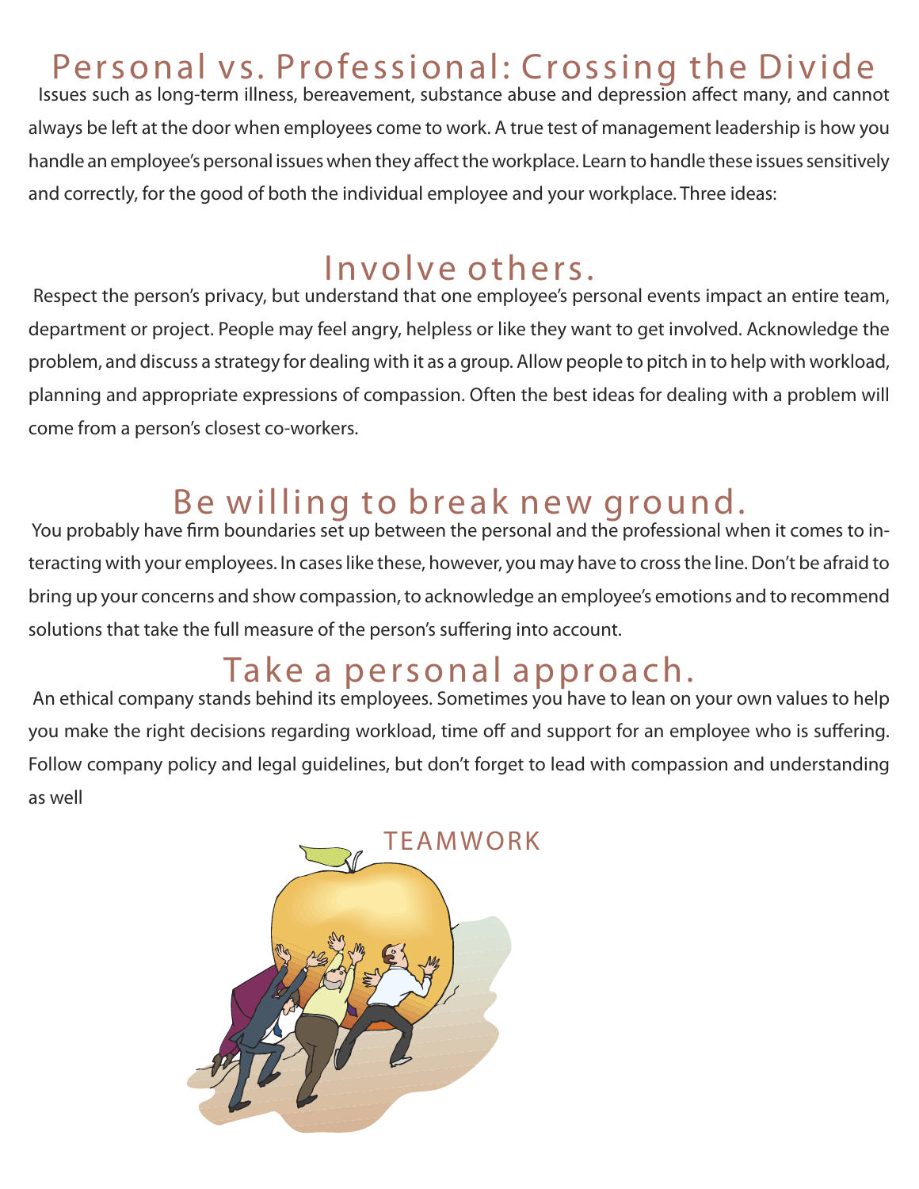# Personal vs. Professional: Crossing the Divide

Issues such as long-term illness, bereavement, substance abuse and depression affect many, and cannot always be left at the door when employees come to work. A true test of management leadership is how you handle an employee's personal issues when they affect the workplace. Learn to handle these issues sensitively and correctly, for the good of both the individual employee and your workplace. Three ideas:

## Involve others.

Respect the person's privacy, but understand that one employee's personal events impact an entire team, department or project. People may feel angry, helpless or like they want to get involved. Acknowledge the problem, and discuss a strategy for dealing with it as a group. Allow people to pitch in to help with workload, planning and appropriate expressions of compassion. Often the best ideas for dealing with a problem will come from a person's closest co-workers.

## Be willing to break new ground.

You probably have firm boundaries set up between the personal and the professional when it comes to interacting with your employees. In cases like these, however, you may have to cross the line. Don't be afraid to bring up your concerns and show compassion, to acknowledge an employee's emotions and to recommend solutions that take the full measure of the person's suffering into account.

## Take a personal approach.

An ethical company stands behind its employees. Sometimes you have to lean on your own values to help you make the right decisions regarding workload, time off and support for an employee who is suffering. Follow company policy and legal guidelines, but don't forget to lead with compassion and understanding as well

TEAMWORK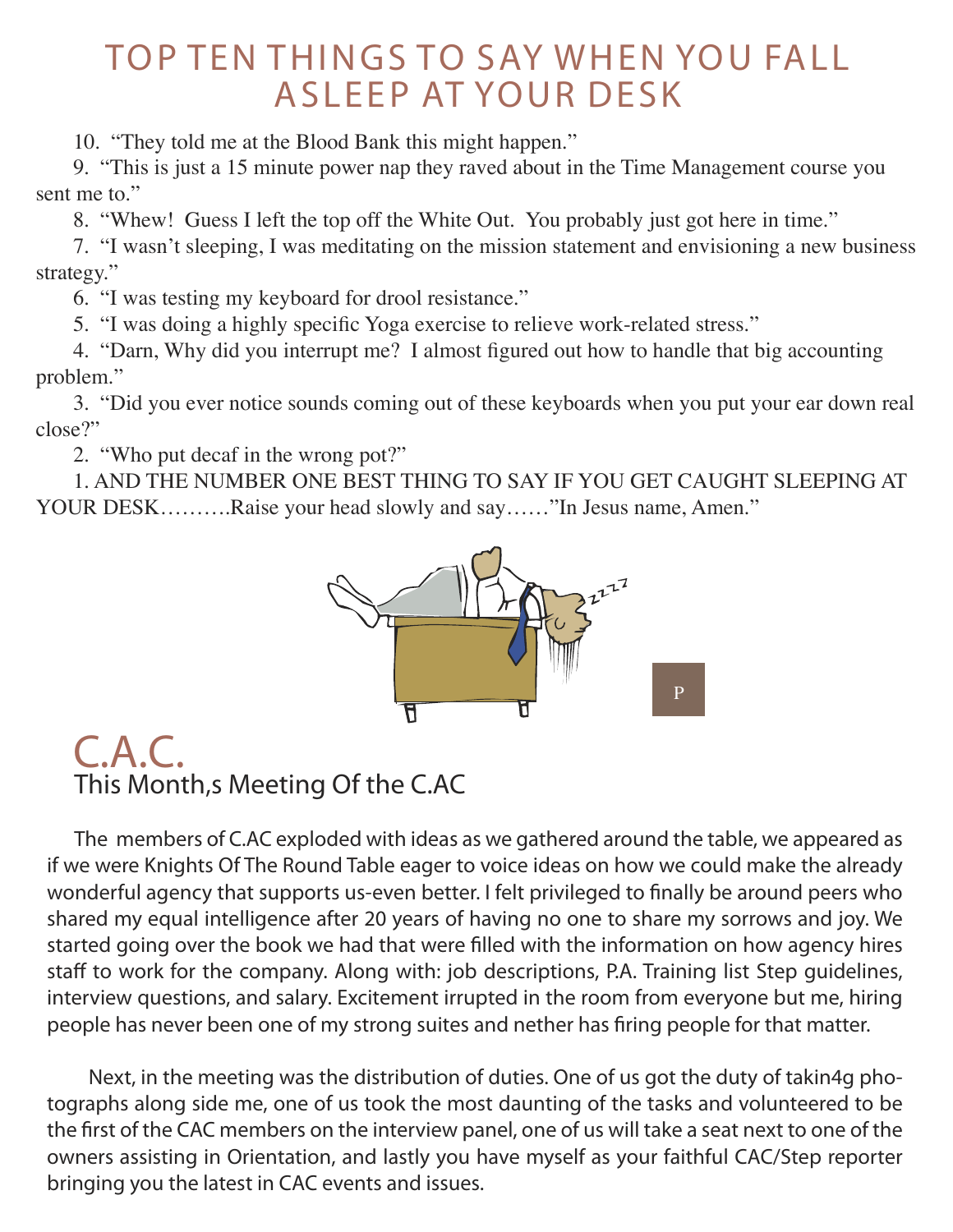# TOP TEN THINGS TO SAY WHEN YOU FALL ASLEEP AT YOUR DESK

10. "They told me at the Blood Bank this might happen."

9. "This is just a 15 minute power nap they raved about in the Time Management course you sent me to."

8. "Whew! Guess I left the top off the White Out. You probably just got here in time."

7. "I wasn't sleeping, I was meditating on the mission statement and envisioning a new business strategy."

6. "I was testing my keyboard for drool resistance."

5. "I was doing a highly specific Yoga exercise to relieve work-related stress."

4. "Darn, Why did you interrupt me? I almost figured out how to handle that big accounting problem."

3. "Did you ever notice sounds coming out of these keyboards when you put your ear down real close?"

2. "Who put decaf in the wrong pot?"

1. AND THE NUMBER ONE BEST THING TO SAY IF YOU GET CAUGHT SLEEPING AT YOUR DESK……….Raise your head slowly and say……"In Jesus name, Amen."

P

# C.A.C.

## This Month,s Meeting Of the C.AC

The members of C.AC exploded with ideas as we gathered around the table, we appeared as if we were Knights Of The Round Table eager to voice ideas on how we could make the already wonderful agency that supports us-even better. I felt privileged to finally be around peers who shared my equal intelligence after 20 years of having no one to share my sorrows and joy. We started going over the book we had that were filled with the information on how agency hires staff to work for the company. Along with: job descriptions, P.A. Training list Step guidelines, interview questions, and salary. Excitement irrupted in the room from everyone but me, hiring people has never been one of my strong suites and nether has firing people for that matter.

Next, in the meeting was the distribution of duties. One of us got the duty of takin4g photographs along side me, one of us took the most daunting of the tasks and volunteered to be the first of the CAC members on the interview panel, one of us will take a seat next to one of the owners assisting in Orientation, and lastly you have myself as your faithful CAC/Step reporter bringing you the latest in CAC events and issues.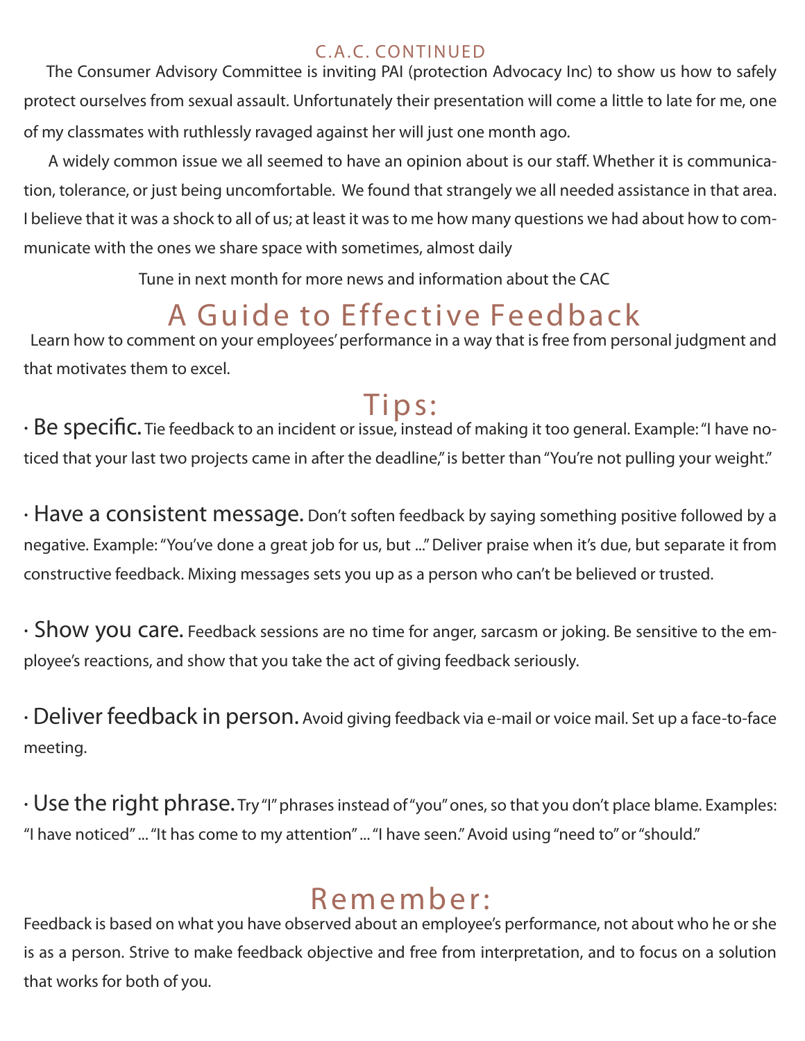## C.A.C. CONTINUED

The Consumer Advisory Committee is inviting PAI (protection Advocacy Inc) to show us how to safely protect ourselves from sexual assault. Unfortunately their presentation will come a little to late for me, one of my classmates with ruthlessly ravaged against her will just one month ago.

A widely common issue we all seemed to have an opinion about is our staff. Whether it is communication, tolerance, or just being uncomfortable. We found that strangely we all needed assistance in that area. I believe that it was a shock to all of us; at least it was to me how many questions we had about how to communicate with the ones we share space with sometimes, almost daily

Tune in next month for more news and information about the CAC

# A Guide to Effective Feedback

Learn how to comment on your employees' performance in a way that is free from personal judgment and that motivates them to excel.

## Tips:

- **Be specific.** Tie feedback to an incident or issue, instead of making it too general. Example: "I have noticed that your last two projects came in after the deadline," is better than "You're not pulling your weight."

- **Have a consistent message.** Don't soften feedback by saying something positive followed by a negative. Example: "You've done a great job for us, but ..." Deliver praise when it's due, but separate it from constructive feedback. Mixing messages sets you up as a person who can't be believed or trusted.

- **Show you care.** Feedback sessions are no time for anger, sarcasm or joking. Be sensitive to the employee's reactions, and show that you take the act of giving feedback seriously.

- **Deliver feedback in person.** Avoid giving feedback via e-mail or voice mail. Set up a face-to-face meeting.

- **Use the right phrase.** Try "I" phrases instead of "you" ones, so that you don't place blame. Examples: "I have noticed" ... "It has come to my attention" ... "I have seen." Avoid using "need to" or "should."

## Remember:

Feedback is based on what you have observed about an employee's performance, not about who he or she is as a person. Strive to make feedback objective and free from interpretation, and to focus on a solution that works for both of you.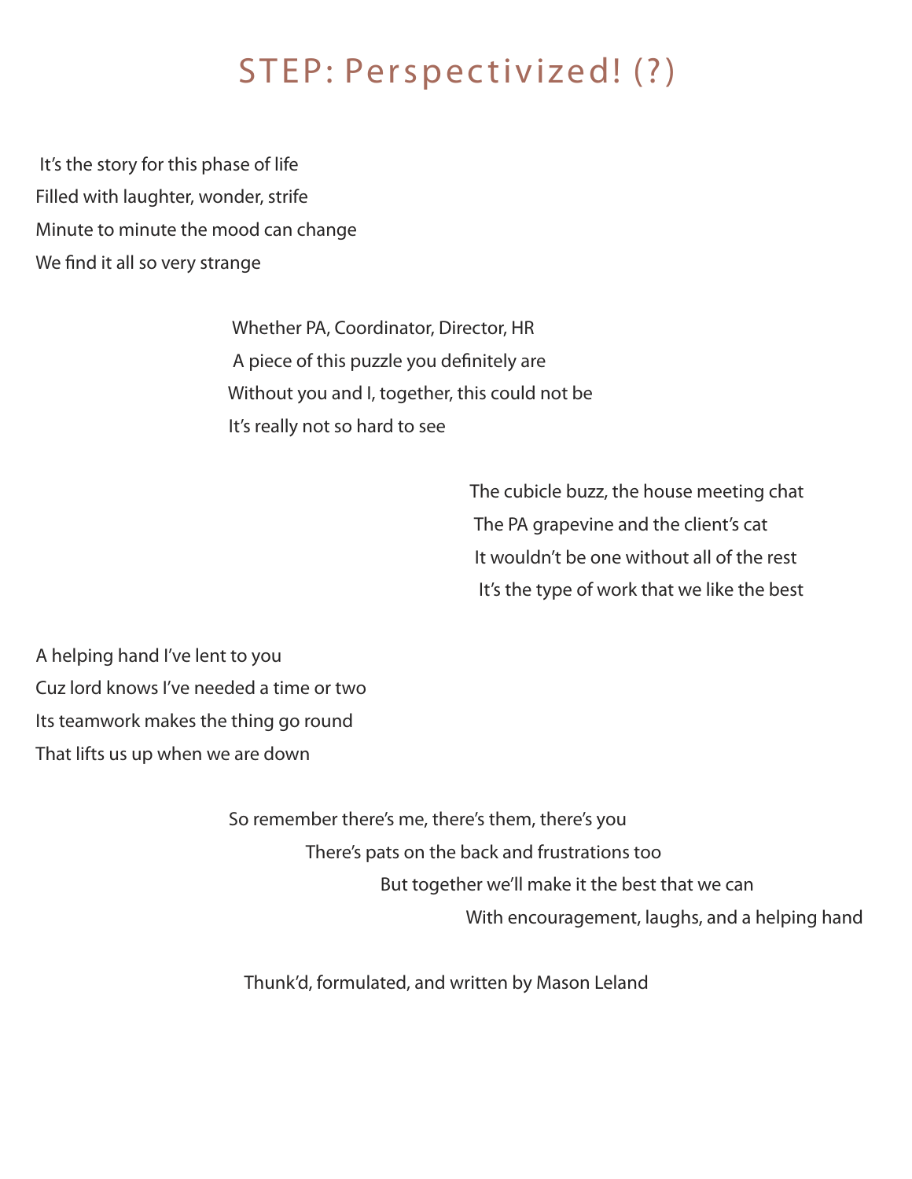# STEP: Perspectivized! (?)

It's the story for this phase of life
Filled with laughter, wonder, strife
Minute to minute the mood can change
We find it all so very strange

Whether PA, Coordinator, Director, HR
A piece of this puzzle you definitely are
Without you and I, together, this could not be
It's really not so hard to see

The cubicle buzz, the house meeting chat
The PA grapevine and the client's cat
It wouldn't be one without all of the rest
It's the type of work that we like the best

A helping hand I've lent to you
Cuz lord knows I've needed a time or two
Its teamwork makes the thing go round
That lifts us up when we are down

So remember there's me, there's them, there's you
There's pats on the back and frustrations too
But together we'll make it the best that we can
With encouragement, laughs, and a helping hand

Thunk'd, formulated, and written by Mason Leland